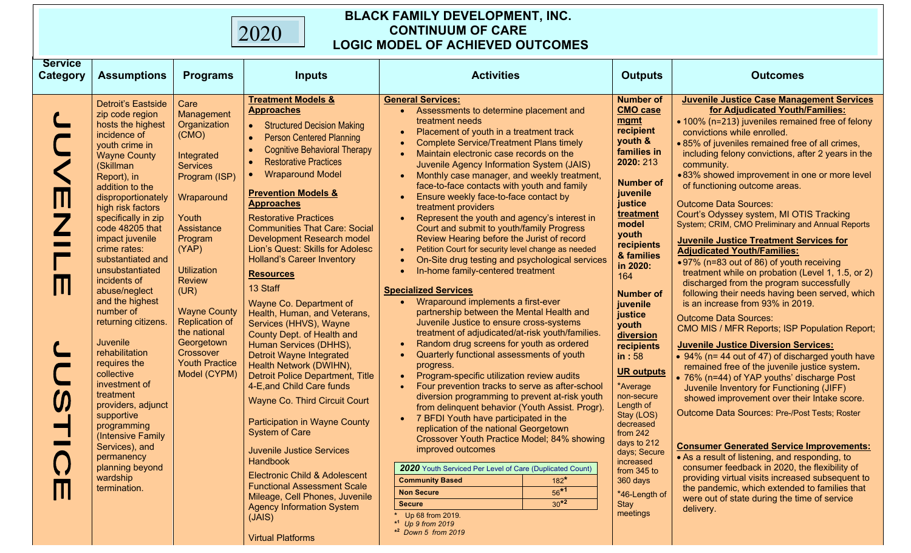# BLACK FAMILY DEVELOPMENT, INC.
## CONTINUUM OF CARE
## LOGIC MODEL OF ACHIEVED OUTCOMES

2020

| Service Category | Assumptions | Programs | Inputs | Activities | Outputs | Outcomes |
|---|---|---|---|---|---|---|
| JUVENILE JUSTICE | Detroit's Eastside zip code region hosts the highest incidence of youth crime in Wayne County (Skillman Report), in addition to the disproportionately high risk factors specifically in zip code 48205 that impact juvenile crime rates: substantiated and unsubstantiated incidents of abuse/neglect and the highest number of returning citizens.<br><br>Juvenile rehabilitation requires the collective investment of treatment providers, adjunct supportive programming (Intensive Family Services), and permanency planning beyond wardship termination. | Care Management Organization (CMO)<br><br>Integrated Services Program (ISP)<br><br>Wraparound<br><br>Youth Assistance Program (YAP)<br><br>Utilization Review (UR)<br><br>Wayne County Replication of the national Georgetown Crossover Youth Practice Model (CYPM) | **Treatment Models & Approaches**<br>• Structured Decision Making<br>• Person Centered Planning<br>• Cognitive Behavioral Therapy<br>• Restorative Practices<br>• Wraparound Model<br><br>**Prevention Models & Approaches**<br>Restorative Practices<br>Communities That Care: Social Development Research model<br>Lion's Quest: Skills for Adolesc<br>Holland's Career Inventory<br><br>**Resources**<br>13 Staff<br><br>Wayne Co. Department of Health, Human, and Veterans, Services (HHVS), Wayne County Dept. of Health and Human Services (DHHS), Detroit Wayne Integrated Health Network (DWIHN), Detroit Police Department, Title 4-E,and Child Care funds<br><br>Wayne Co. Third Circuit Court<br><br>Participation in Wayne County System of Care<br><br>Juvenile Justice Services Handbook<br><br>Electronic Child & Adolescent Functional Assessment Scale Mileage, Cell Phones, Juvenile Agency Information System (JAIS)<br><br>Virtual Platforms | **General Services:**<br>• Assessments to determine placement and treatment needs<br>• Placement of youth in a treatment track<br>• Complete Service/Treatment Plans timely<br>• Maintain electronic case records on the Juvenile Agency Information System (JAIS)<br>• Monthly case manager, and weekly treatment, face-to-face contacts with youth and family<br>• Ensure weekly face-to-face contact by treatment providers<br>• Represent the youth and agency's interest in Court and submit to youth/family Progress Review Hearing before the Jurist of record<br>• Petition Court for security level change as needed<br>• On-Site drug testing and psychological services<br>• In-home family-centered treatment<br><br>**Specialized Services**<br>• Wraparound implements a first-ever partnership between the Mental Health and Juvenile Justice to ensure cross-systems treatment of adjudicated/at-risk youth/families.<br>• Random drug screens for youth as ordered<br>• Quarterly functional assessments of youth progress.<br>• Program-specific utilization review audits<br>• Four prevention tracks to serve as after-school diversion programming to prevent at-risk youth from delinquent behavior (Youth Assist. Progr).<br>• 7 BFDI Youth have participated in the replication of the national Georgetown Crossover Youth Practice Model; 84% showing improved outcomes<br><br>*2020* Youth Serviced Per Level of Care (Duplicated Count):<br>**Community Based**: 182*<br>**Non Secure**: 56*[1]<br>**Secure**: 30*[2]<br><br>* Up 68 from 2019.<br>*[1] *Up 9 from 2019*<br>*[2] *Down 5 from 2019* | **Number of CMO case mgmt recipient youth & families in 2020:** 213<br><br>**Number of juvenile justice treatment model youth recipients & families in 2020:** 164<br><br>**Number of juvenile justice youth diversion recipients in :** 58<br><br>**UR outputs**<br>*Average non-secure Length of Stay (LOS) decreased from 242 days to 212 days; Secure increased from 345 to 360 days<br><br>*46-Length of Stay meetings | **Juvenile Justice Case Management Services for Adjudicated Youth/Families:**<br>• 100% (n=213) juveniles remained free of felony convictions while enrolled.<br>• 85% of juveniles remained free of all crimes, including felony convictions, after 2 years in the community.<br>• 83% showed improvement in one or more level of functioning outcome areas.<br><br>Outcome Data Sources:<br>Court's Odyssey system, MI OTIS Tracking System; CRIM, CMO Preliminary and Annual Reports<br><br>**Juvenile Justice Treatment Services for Adjudicated Youth/Families:**<br>• 97% (n=83 out of 86) of youth receiving treatment while on probation (Level 1, 1.5, or 2) discharged from the program successfully following their needs having been served, which is an increase from 93% in 2019.<br><br>Outcome Data Sources:<br>CMO MIS / MFR Reports; ISP Population Report;<br><br>**Juvenile Justice Diversion Services:**<br>• 94% (n= 44 out of 47) of discharged youth have remained free of the juvenile justice system.<br>• 76% (n=44) of YAP youths' discharge Post Juvenile Inventory for Functioning (JIFF) showed improvement over their Intake score.<br><br>Outcome Data Sources: Pre-/Post Tests; Roster<br><br>**Consumer Generated Service Improvements:**<br>• As a result of listening, and responding, to consumer feedback in 2020, the flexibility of providing virtual visits increased subsequent to the pandemic, which extended to families that were out of state during the time of service delivery. |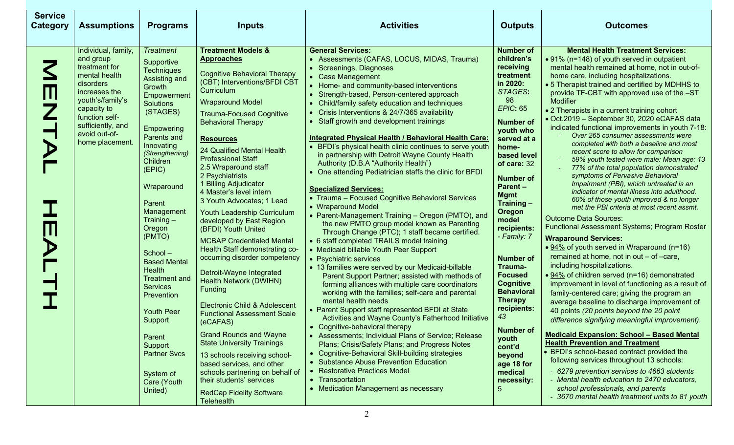| Service Category | Assumptions | Programs | Inputs | Activities | Outputs | Outcomes |
|---|---|---|---|---|---|---|
| MENTAL HEALTH | Individual, family, and group treatment for mental health disorders increases the youth's/family's capacity to function self-sufficiently, and avoid out-of-home placement. | <u>*Treatment*</u><br><br>Supportive Techniques Assisting and Growth Empowerment Solutions (STAGES)<br><br>Empowering Parents and Innovating *(Strengthening)* Children (EPIC)<br><br>Wraparound<br><br>Parent Management Training – Oregon (PMTO)<br><br>School – Based Mental Health Treatment and Services Prevention<br><br>Youth Peer Support<br><br>Parent Support Partner Svcs<br><br>System of Care (Youth United) | **<u>Treatment Models & Approaches</u>**<br><br>Cognitive Behavioral Therapy (CBT) Interventions/BFDI CBT Curriculum<br><br>Wraparound Model<br><br>Trauma-Focused Cognitive Behavioral Therapy<br><br>**<u>Resources</u>**<br><br>24 Qualified Mental Health Professional Staff<br>2.5 Wraparound staff<br>2 Psychiatrists<br>1 Billing Adjudicator<br>4 Master's level intern<br>3 Youth Advocates; 1 Lead<br><br>Youth Leadership Curriculum developed by East Region (BFDI) Youth United<br><br>MCBAP Credentialed Mental Health Staff demonstrating co-occurring disorder competency<br><br>Detroit-Wayne Integrated Health Network (DWIHN) Funding<br><br>Electronic Child & Adolescent Functional Assessment Scale (eCAFAS)<br><br>Grand Rounds and Wayne State University Trainings<br><br>13 schools receiving school-based services, and other schools partnering on behalf of their students' services<br><br>RedCap Fidelity Software Telehealth | **<u>General Services:</u>**<br>• Assessments (CAFAS, LOCUS, MIDAS, Trauma)<br>• Screenings, Diagnoses<br>• Case Management<br>• Home- and community-based interventions<br>• Strength-based, Person-centered approach<br>• Child/family safety education and techniques<br>• Crisis Interventions & 24/7/365 availability<br>• Staff growth and development trainings<br><br>**<u>Integrated Physical Health / Behavioral Health Care:</u>**<br>• BFDI's physical health clinic continues to serve youth in partnership with Detroit Wayne County Health Authority (D.B.A "Authority Health")<br>• One attending Pediatrician staffs the clinic for BFDI<br><br>**<u>Specialized Services:</u>**<br>• Trauma – Focused Cognitive Behavioral Services<br>• Wraparound Model<br>• Parent-Management Training – Oregon (PMTO), and the new PMTO group model known as Parenting Through Change (PTC); 1 staff became certified.<br>• 6 staff completed TRAILS model training<br>• Medicaid billable Youth Peer Support<br>• Psychiatric services<br>• 13 families were served by our Medicaid-billable Parent Support Partner; assisted with methods of forming alliances with multiple care coordinators working with the families; self-care and parental mental health needs<br>• Parent Support staff represented BFDI at State Activities and Wayne County's Fatherhood Initiative<br>• Cognitive-behavioral therapy<br>• Assessments; Individual Plans of Service; Release Plans; Crisis/Safety Plans; and Progress Notes<br>• Cognitive-Behavioral Skill-building strategies<br>• Substance Abuse Prevention Education<br>• Restorative Practices Model<br>• Transportation<br>• Medication Management as necessary | **Number of children's receiving treatment in 2020:** *STAGES*: 98 *EPIC*: 65<br><br>**Number of youth who served at a home-based level of care:** 32<br><br>**Number of Parent – Mgmt Training – Oregon model recipients:** *- Family: 7*<br><br>**Number of Trauma-Focused Cognitive Behavioral Therapy recipients:** *43*<br><br>**Number of youth cont'd beyond age 18 for medical necessity:** 5 | **<u>Mental Health Treatment Services:</u>**<br>• 91% (n=148) of youth served in outpatient mental health remained at home, not in out-of-home care, including hospitalizations.<br>• 5 Therapist trained and certified by MDHHS to provide TF-CBT with approved use of the –ST Modifier<br>• 2 Therapists in a current training cohort<br>• Oct.2019 – September 30, 2020 eCAFAS data indicated functional improvements in youth 7-18:<br>- *Over 265 consumer assessments were completed with both a baseline and most recent score to allow for comparison*<br>- *59% youth tested were male: Mean age: 13*<br>- *77% of the total population demonstrated symptoms of Pervasive Behavioral Impairment (PBI), which untreated is an indicator of mental illness into adulthood. 60% of those youth improved & no longer met the PBI criteria at most recent assmt.*<br><br>Outcome Data Sources:<br>Functional Assessment Systems; Program Roster<br><br>**<u>Wraparound Services:</u>**<br>• <u>94%</u> of youth served in Wraparound (n=16) remained at home, not in out – of –care, including hospitalizations.<br>• <u>94%</u> of children served (n=16) demonstrated improvement in level of functioning as a result of family-centered care; giving the program an average baseline to discharge improvement of 40 points *(20 points beyond the 20 point difference signifying meaningful improvement)*.<br><br>**<u>Medicaid Expansion: School – Based Mental Health Prevention and Treatment</u>**<br>• BFDI's school-based contract provided the following services throughout 13 schools:<br>- *6279 prevention services to 4663 students*<br>- *Mental health education to 2470 educators, school professionals, and parents*<br>- *3670 mental health treatment units to 81 youth* |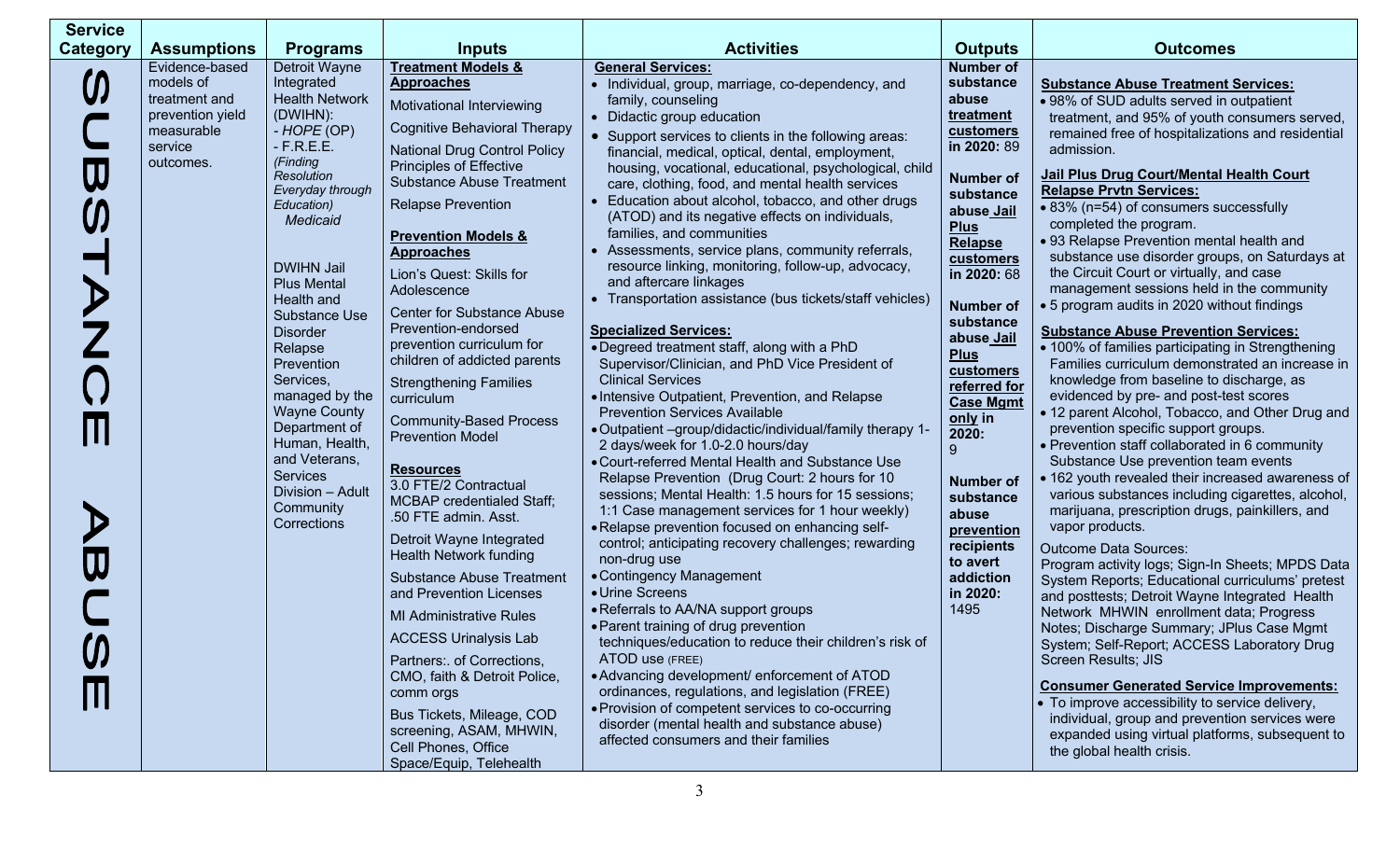| Service Category | Assumptions | Programs | Inputs | Activities | Outputs | Outcomes |
|---|---|---|---|---|---|---|
| SUBSTANCE ABUSE | Evidence-based models of treatment and prevention yield measurable service outcomes. | Detroit Wayne Integrated Health Network (DWIHN):<br>- *HOPE* (OP)<br>- F.R.E.E. *(Finding Resolution Everyday through Education) Medicaid*<br><br>DWIHN Jail Plus Mental Health and Substance Use Disorder Relapse Prevention Services, managed by the Wayne County Department of Human, Health, and Veterans, Services Division – Adult Community Corrections | **Treatment Models & Approaches**<br>Motivational Interviewing<br>Cognitive Behavioral Therapy<br>National Drug Control Policy Principles of Effective Substance Abuse Treatment<br>Relapse Prevention<br><br>**Prevention Models & Approaches**<br>Lion's Quest: Skills for Adolescence<br>Center for Substance Abuse Prevention-endorsed prevention curriculum for children of addicted parents<br>Strengthening Families curriculum<br>Community-Based Process Prevention Model<br><br>**Resources**<br>3.0 FTE/2 Contractual MCBAP credentialed Staff; .50 FTE admin. Asst.<br>Detroit Wayne Integrated Health Network funding<br>Substance Abuse Treatment and Prevention Licenses<br>MI Administrative Rules<br>ACCESS Urinalysis Lab<br>Partners:. of Corrections, CMO, faith & Detroit Police, comm orgs<br>Bus Tickets, Mileage, COD screening, ASAM, MHWIN, Cell Phones, Office Space/Equip, Telehealth | **General Services:**<br>• Individual, group, marriage, co-dependency, and family, counseling<br>• Didactic group education<br>• Support services to clients in the following areas: financial, medical, optical, dental, employment, housing, vocational, educational, psychological, child care, clothing, food, and mental health services<br>• Education about alcohol, tobacco, and other drugs (ATOD) and its negative effects on individuals, families, and communities<br>• Assessments, service plans, community referrals, resource linking, monitoring, follow-up, advocacy, and aftercare linkages<br>• Transportation assistance (bus tickets/staff vehicles)<br><br>**Specialized Services:**<br>• Degreed treatment staff, along with a PhD Supervisor/Clinician, and PhD Vice President of Clinical Services<br>• Intensive Outpatient, Prevention, and Relapse Prevention Services Available<br>• Outpatient –group/didactic/individual/family therapy 1-2 days/week for 1.0-2.0 hours/day<br>• Court-referred Mental Health and Substance Use Relapse Prevention (Drug Court: 2 hours for 10 sessions; Mental Health: 1.5 hours for 15 sessions; 1:1 Case management services for 1 hour weekly)<br>• Relapse prevention focused on enhancing self-control; anticipating recovery challenges; rewarding non-drug use<br>• Contingency Management<br>• Urine Screens<br>• Referrals to AA/NA support groups<br>• Parent training of drug prevention techniques/education to reduce their children's risk of ATOD use (FREE)<br>• Advancing development/ enforcement of ATOD ordinances, regulations, and legislation (FREE)<br>• Provision of competent services to co-occurring disorder (mental health and substance abuse) affected consumers and their families | **Number of substance abuse treatment customers in 2020:** 89<br><br>**Number of substance abuse Jail Plus Relapse customers in 2020:** 68<br><br>**Number of substance abuse Jail Plus customers referred for Case Mgmt only in 2020:** 9<br><br>**Number of substance abuse prevention recipients to avert addiction in 2020:** 1495 | **Substance Abuse Treatment Services:**<br>• 98% of SUD adults served in outpatient treatment, and 95% of youth consumers served, remained free of hospitalizations and residential admission.<br><br>**Jail Plus Drug Court/Mental Health Court Relapse Prvtn Services:**<br>• 83% (n=54) of consumers successfully completed the program.<br>• 93 Relapse Prevention mental health and substance use disorder groups, on Saturdays at the Circuit Court or virtually, and case management sessions held in the community<br>• 5 program audits in 2020 without findings<br><br>**Substance Abuse Prevention Services:**<br>• 100% of families participating in Strengthening Families curriculum demonstrated an increase in knowledge from baseline to discharge, as evidenced by pre- and post-test scores<br>• 12 parent Alcohol, Tobacco, and Other Drug and prevention specific support groups.<br>• Prevention staff collaborated in 6 community Substance Use prevention team events<br>• 162 youth revealed their increased awareness of various substances including cigarettes, alcohol, marijuana, prescription drugs, painkillers, and vapor products.<br><br>Outcome Data Sources:<br>Program activity logs; Sign-In Sheets; MPDS Data System Reports; Educational curriculums' pretest and posttests; Detroit Wayne Integrated Health Network MHWIN enrollment data; Progress Notes; Discharge Summary; JPlus Case Mgmt System; Self-Report; ACCESS Laboratory Drug Screen Results; JIS<br><br>**Consumer Generated Service Improvements:**<br>• To improve accessibility to service delivery, individual, group and prevention services were expanded using virtual platforms, subsequent to the global health crisis. |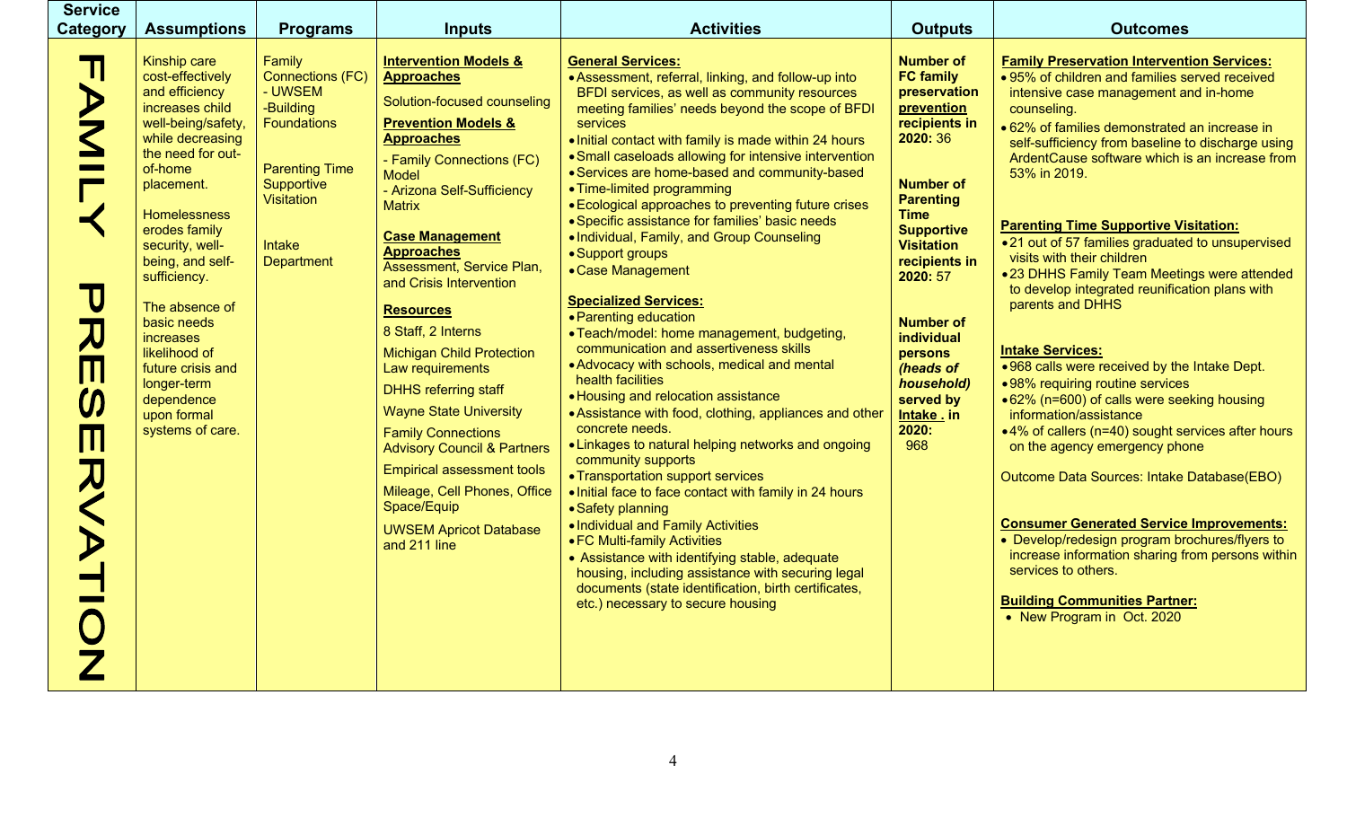| Service Category | Assumptions | Programs | Inputs | Activities | Outputs | Outcomes |
|---|---|---|---|---|---|---|
| FAMILY PRESERVATION | Kinship care cost-effectively and efficiency increases child well-being/safety, while decreasing the need for out-of-home placement.<br><br>Homelessness erodes family security, well-being, and self-sufficiency.<br><br>The absence of basic needs increases likelihood of future crisis and longer-term dependence upon formal systems of care. | Family Connections (FC) - UWSEM -Building Foundations<br><br>Parenting Time Supportive Visitation<br><br>Intake Department | **Intervention Models & Approaches**<br><br>Solution-focused counseling<br><br>**Prevention Models & Approaches**<br><br>- Family Connections (FC) Model<br>- Arizona Self-Sufficiency Matrix<br><br>**Case Management Approaches**<br>Assessment, Service Plan, and Crisis Intervention<br><br>**Resources**<br><br>8 Staff, 2 Interns<br><br>Michigan Child Protection Law requirements<br><br>DHHS referring staff<br><br>Wayne State University<br><br>Family Connections Advisory Council & Partners<br><br>Empirical assessment tools<br><br>Mileage, Cell Phones, Office Space/Equip<br><br>UWSEM Apricot Database and 211 line | **General Services:**<br>• Assessment, referral, linking, and follow-up into BFDI services, as well as community resources meeting families' needs beyond the scope of BFDI services<br>• Initial contact with family is made within 24 hours<br>• Small caseloads allowing for intensive intervention<br>• Services are home-based and community-based<br>• Time-limited programming<br>• Ecological approaches to preventing future crises<br>• Specific assistance for families' basic needs<br>• Individual, Family, and Group Counseling<br>• Support groups<br>• Case Management<br><br>**Specialized Services:**<br>• Parenting education<br>• Teach/model: home management, budgeting, communication and assertiveness skills<br>• Advocacy with schools, medical and mental health facilities<br>• Housing and relocation assistance<br>• Assistance with food, clothing, appliances and other concrete needs.<br>• Linkages to natural helping networks and ongoing community supports<br>• Transportation support services<br>• Initial face to face contact with family in 24 hours<br>• Safety planning<br>• Individual and Family Activities<br>• FC Multi-family Activities<br>• Assistance with identifying stable, adequate housing, including assistance with securing legal documents (state identification, birth certificates, etc.) necessary to secure housing | **Number of FC family preservation prevention recipients in 2020:** 36<br><br>**Number of Parenting Time Supportive Visitation recipients in 2020:** 57<br><br>**Number of individual persons *(heads of household)* served by Intake . in 2020:** 968 | **Family Preservation Intervention Services:**<br>• 95% of children and families served received intensive case management and in-home counseling.<br>• 62% of families demonstrated an increase in self-sufficiency from baseline to discharge using ArdentCause software which is an increase from 53% in 2019.<br><br>**Parenting Time Supportive Visitation:**<br>• 21 out of 57 families graduated to unsupervised visits with their children<br>• 23 DHHS Family Team Meetings were attended to develop integrated reunification plans with parents and DHHS<br><br>**Intake Services:**<br>• 968 calls were received by the Intake Dept.<br>• 98% requiring routine services<br>• 62% (n=600) of calls were seeking housing information/assistance<br>• 4% of callers (n=40) sought services after hours on the agency emergency phone<br><br>Outcome Data Sources: Intake Database(EBO)<br><br>**Consumer Generated Service Improvements:**<br>• Develop/redesign program brochures/flyers to increase information sharing from persons within services to others.<br><br>**Building Communities Partner:**<br>• New Program in Oct. 2020 |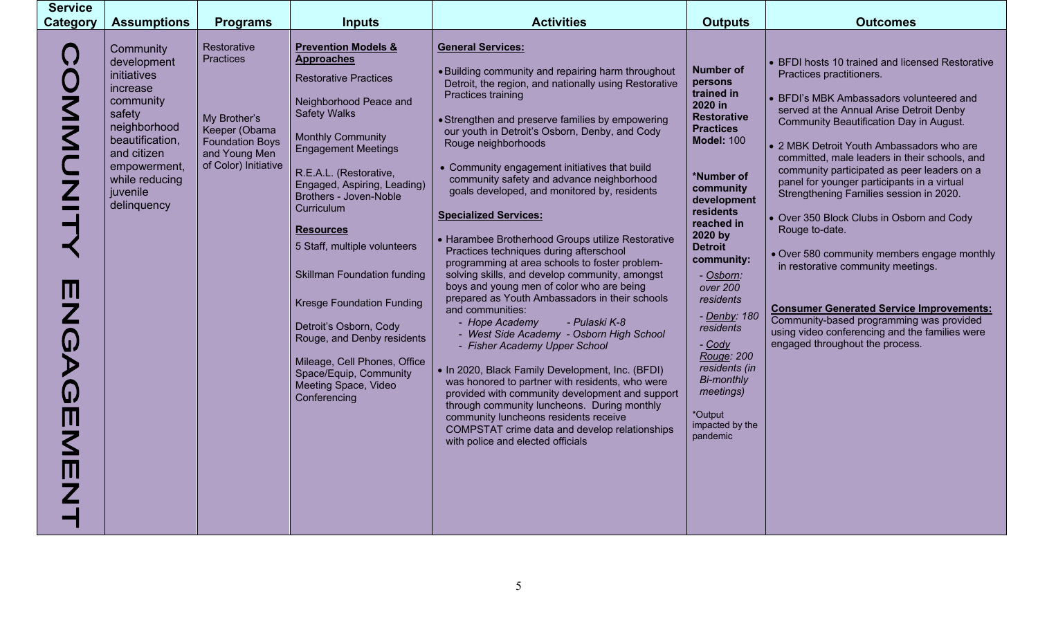| Service Category | Assumptions | Programs | Inputs | Activities | Outputs | Outcomes |
|---|---|---|---|---|---|---|
| COMMUNITY ENGAGEMENT | Community development initiatives increase community safety neighborhood beautification, and citizen empowerment, while reducing juvenile delinquency | Restorative Practices<br><br>My Brother's Keeper (Obama Foundation Boys and Young Men of Color) Initiative | **Prevention Models & Approaches**<br><br>Restorative Practices<br><br>Neighborhood Peace and Safety Walks<br><br>Monthly Community Engagement Meetings<br><br>R.E.A.L. (Restorative, Engaged, Aspiring, Leading) Brothers - Joven-Noble Curriculum<br><br>**Resources**<br><br>5 Staff, multiple volunteers<br><br>Skillman Foundation funding<br><br>Kresge Foundation Funding<br><br>Detroit's Osborn, Cody Rouge, and Denby residents<br><br>Mileage, Cell Phones, Office Space/Equip, Community Meeting Space, Video Conferencing | **General Services:**<br><br>• Building community and repairing harm throughout Detroit, the region, and nationally using Restorative Practices training<br><br>• Strengthen and preserve families by empowering our youth in Detroit's Osborn, Denby, and Cody Rouge neighborhoods<br><br>• Community engagement initiatives that build community safety and advance neighborhood goals developed, and monitored by, residents<br><br>**Specialized Services:**<br><br>• Harambee Brotherhood Groups utilize Restorative Practices techniques during afterschool programming at area schools to foster problem-solving skills, and develop community, amongst boys and young men of color who are being prepared as Youth Ambassadors in their schools and communities:<br>- *Hope Academy* - *Pulaski K-8*<br>- *West Side Academy* - *Osborn High School*<br>- *Fisher Academy Upper School*<br><br>• In 2020, Black Family Development, Inc. (BFDI) was honored to partner with residents, who were provided with community development and support through community luncheons. During monthly community luncheons residents receive COMPSTAT crime data and develop relationships with police and elected officials | **Number of persons trained in 2020 in Restorative Practices Model:** 100<br><br>**\*Number of community development residents reached in 2020 by Detroit community:**<br>- *Osborn: over 200 residents*<br>- *Denby: 180 residents*<br>- *Cody Rouge: 200 residents (in Bi-monthly meetings)*<br><br>\*Output impacted by the pandemic | • BFDI hosts 10 trained and licensed Restorative Practices practitioners.<br><br>• BFDI's MBK Ambassadors volunteered and served at the Annual Arise Detroit Denby Community Beautification Day in August.<br><br>• 2 MBK Detroit Youth Ambassadors who are committed, male leaders in their schools, and community participated as peer leaders on a panel for younger participants in a virtual Strengthening Families session in 2020.<br><br>• Over 350 Block Clubs in Osborn and Cody Rouge to-date.<br><br>• Over 580 community members engage monthly in restorative community meetings.<br><br>**Consumer Generated Service Improvements:**<br>Community-based programming was provided using video conferencing and the families were engaged throughout the process. |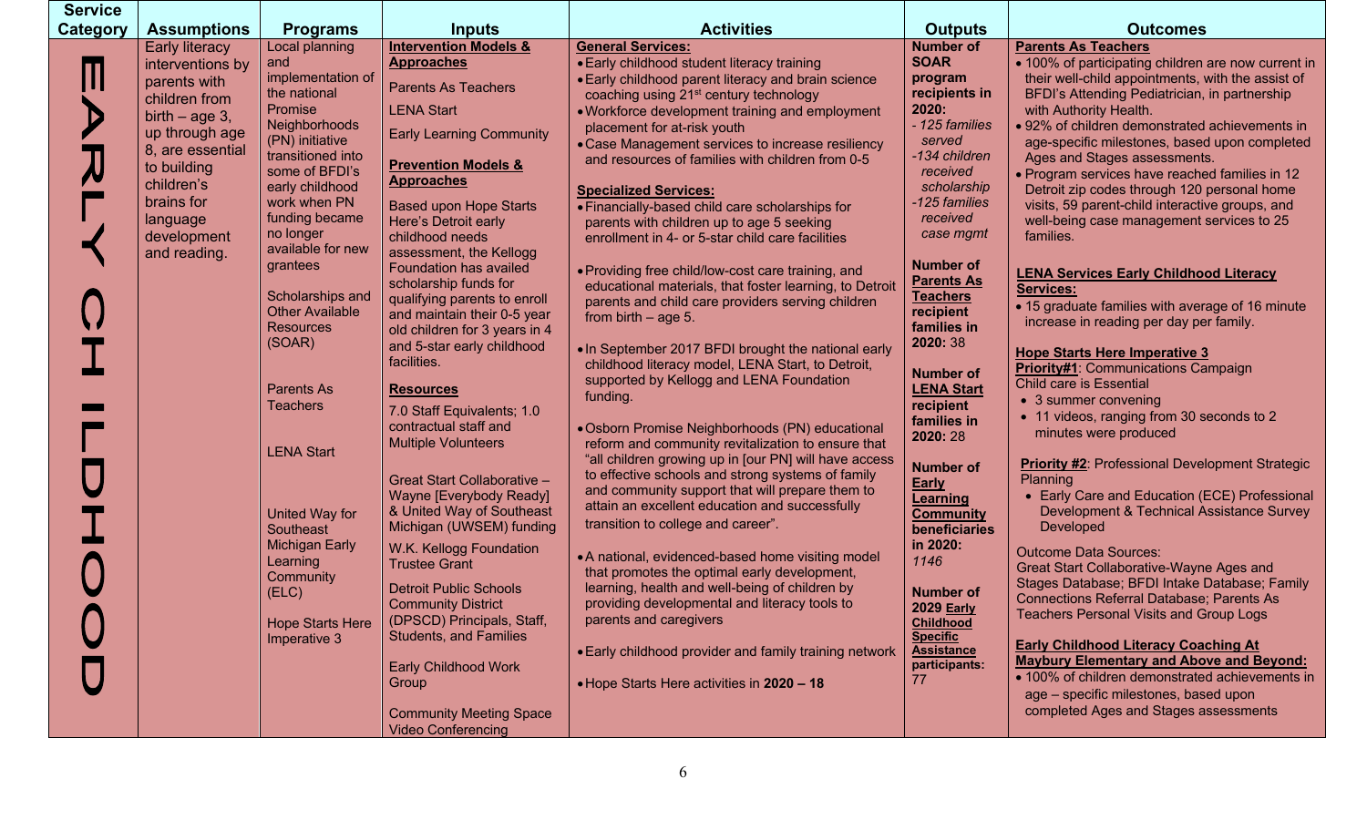| Service Category | Assumptions | Programs | Inputs | Activities | Outputs | Outcomes |
|---|---|---|---|---|---|---|
| EARLY CHILDHOOD | Early literacy interventions by parents with children from birth – age 3, up through age 8, are essential to building children's brains for language development and reading. | Local planning and implementation of the national Promise Neighborhoods (PN) initiative transitioned into some of BFDI's early childhood work when PN funding became no longer available for new grantees<br><br>Scholarships and Other Available Resources (SOAR)<br><br>Parents As Teachers<br><br>LENA Start<br><br>United Way for Southeast Michigan Early Learning Community (ELC)<br><br>Hope Starts Here Imperative 3 | **Intervention Models & Approaches**<br><br>Parents As Teachers<br><br>LENA Start<br><br>Early Learning Community<br><br>**Prevention Models & Approaches**<br><br>Based upon Hope Starts Here's Detroit early childhood needs assessment, the Kellogg Foundation has availed scholarship funds for qualifying parents to enroll and maintain their 0-5 year old children for 3 years in 4 and 5-star early childhood facilities.<br><br>**Resources**<br><br>7.0 Staff Equivalents; 1.0 contractual staff and Multiple Volunteers<br><br>Great Start Collaborative – Wayne [Everybody Ready] & United Way of Southeast Michigan (UWSEM) funding<br><br>W.K. Kellogg Foundation Trustee Grant<br><br>Detroit Public Schools Community District (DPSCD) Principals, Staff, Students, and Families<br><br>Early Childhood Work Group<br><br>Community Meeting Space Video Conferencing | **General Services:**<br>• Early childhood student literacy training<br>• Early childhood parent literacy and brain science coaching using 21st century technology<br>• Workforce development training and employment placement for at-risk youth<br>• Case Management services to increase resiliency and resources of families with children from 0-5<br><br>**Specialized Services:**<br>• Financially-based child care scholarships for parents with children up to age 5 seeking enrollment in 4- or 5-star child care facilities<br><br>• Providing free child/low-cost care training, and educational materials, that foster learning, to Detroit parents and child care providers serving children from birth – age 5.<br><br>• In September 2017 BFDI brought the national early childhood literacy model, LENA Start, to Detroit, supported by Kellogg and LENA Foundation funding.<br><br>• Osborn Promise Neighborhoods (PN) educational reform and community revitalization to ensure that "all children growing up in [our PN] will have access to effective schools and strong systems of family and community support that will prepare them to attain an excellent education and successfully transition to college and career".<br><br>• A national, evidenced-based home visiting model that promotes the optimal early development, learning, health and well-being of children by providing developmental and literacy tools to parents and caregivers<br><br>• Early childhood provider and family training network<br><br>• Hope Starts Here activities in **2020 – 18** | **Number of SOAR program recipients in 2020:**<br>*- 125 families served*<br>*-134 children received scholarship*<br>*-125 families received case mgmt*<br><br>**Number of Parents As Teachers recipient families in 2020:** 38<br><br>**Number of LENA Start recipient families in 2020:** 28<br><br>**Number of Early Learning Community beneficiaries in 2020:** *1146*<br><br>**Number of 2029 Early Childhood Specific Assistance participants:** 77 | **Parents As Teachers**<br>• 100% of participating children are now current in their well-child appointments, with the assist of BFDI's Attending Pediatrician, in partnership with Authority Health.<br>• 92% of children demonstrated achievements in age-specific milestones, based upon completed Ages and Stages assessments.<br>• Program services have reached families in 12 Detroit zip codes through 120 personal home visits, 59 parent-child interactive groups, and well-being case management services to 25 families.<br><br>**LENA Services Early Childhood Literacy Services:**<br>• 15 graduate families with average of 16 minute increase in reading per day per family.<br><br>**Hope Starts Here Imperative 3**<br>**Priority#1**: Communications Campaign<br>Child care is Essential<br>• 3 summer convening<br>• 11 videos, ranging from 30 seconds to 2 minutes were produced<br><br>**Priority #2**: Professional Development Strategic Planning<br>• Early Care and Education (ECE) Professional Development & Technical Assistance Survey Developed<br><br>Outcome Data Sources:<br>Great Start Collaborative-Wayne Ages and Stages Database; BFDI Intake Database; Family Connections Referral Database; Parents As Teachers Personal Visits and Group Logs<br><br>**Early Childhood Literacy Coaching At Maybury Elementary and Above and Beyond:**<br>• 100% of children demonstrated achievements in age – specific milestones, based upon completed Ages and Stages assessments |